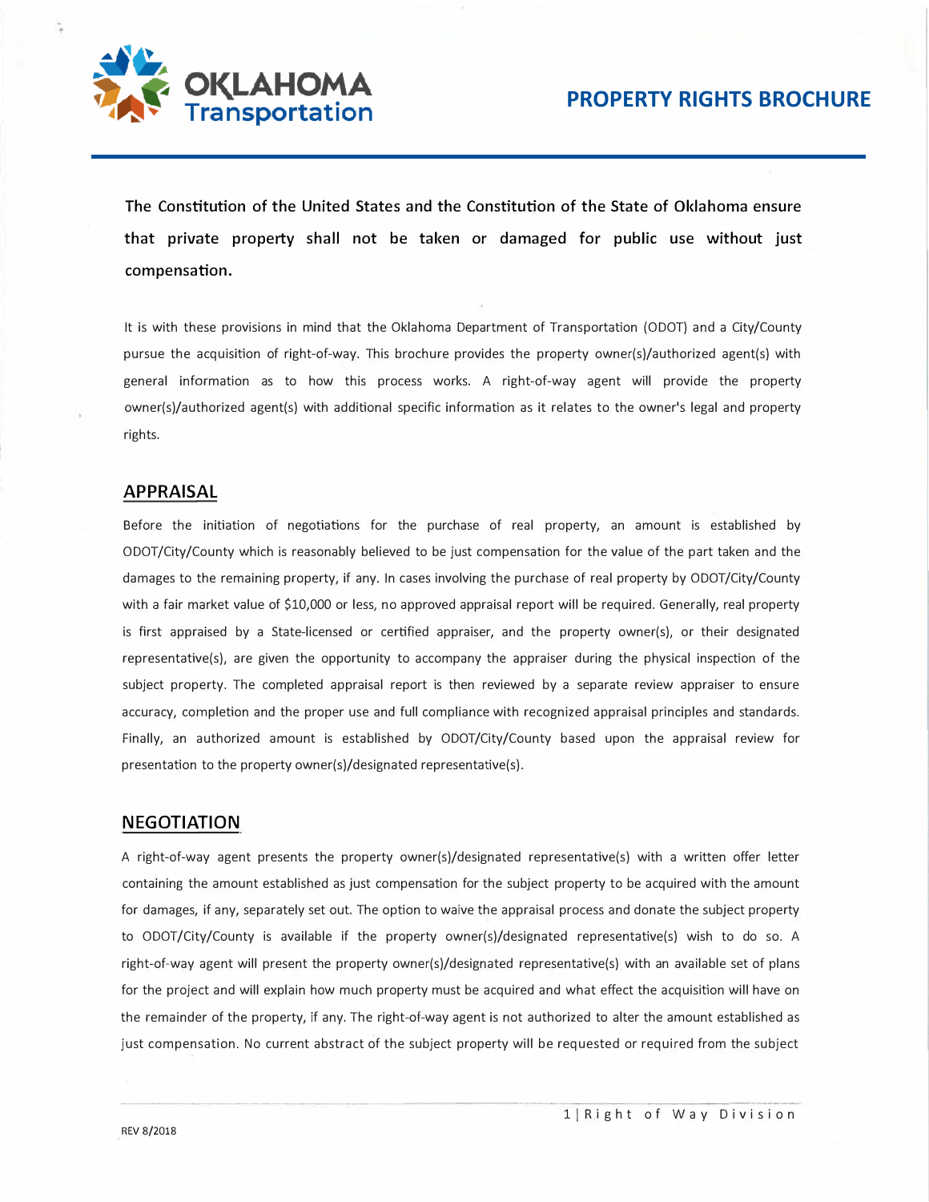# OKLAHOMA Transportation

## PROPERTY RIGHTS BROCHURE

**The Constitution of the United States and the Constitution of the State of Oklahoma ensure that private property shall not be taken or damaged for public use without just compensation.**

It is with these provisions in mind that the Oklahoma Department of Transportation (ODOT) and a City/County pursue the acquisition of right-of-way. This brochure provides the property owner(s)/authorized agent(s) with general information as to how this process works. A right-of-way agent will provide the property owner(s)/authorized agent(s) with additional specific information as it relates to the owner's legal and property rights.

## APPRAISAL

Before the initiation of negotiations for the purchase of real property, an amount is established by ODOT/City/County which is reasonably believed to be just compensation for the value of the part taken and the damages to the remaining property, if any. In cases involving the purchase of real property by ODOT/City/County with a fair market value of $10,000 or less, no approved appraisal report will be required. Generally, real property is first appraised by a State-licensed or certified appraiser, and the property owner(s), or their designated representative(s), are given the opportunity to accompany the appraiser during the physical inspection of the subject property. The completed appraisal report is then reviewed by a separate review appraiser to ensure accuracy, completion and the proper use and full compliance with recognized appraisal principles and standards. Finally, an authorized amount is established by ODOT/City/County based upon the appraisal review for presentation to the property owner(s)/designated representative(s).

## NEGOTIATION

A right-of-way agent presents the property owner(s)/designated representative(s) with a written offer letter containing the amount established as just compensation for the subject property to be acquired with the amount for damages, if any, separately set out. The option to waive the appraisal process and donate the subject property to ODOT/City/County is available if the property owner(s)/designated representative(s) wish to do so. A right-of-way agent will present the property owner(s)/designated representative(s) with an available set of plans for the project and will explain how much property must be acquired and what effect the acquisition will have on the remainder of the property, if any. The right-of-way agent is not authorized to alter the amount established as just compensation. No current abstract of the subject property will be requested or required from the subject

REV 8/2018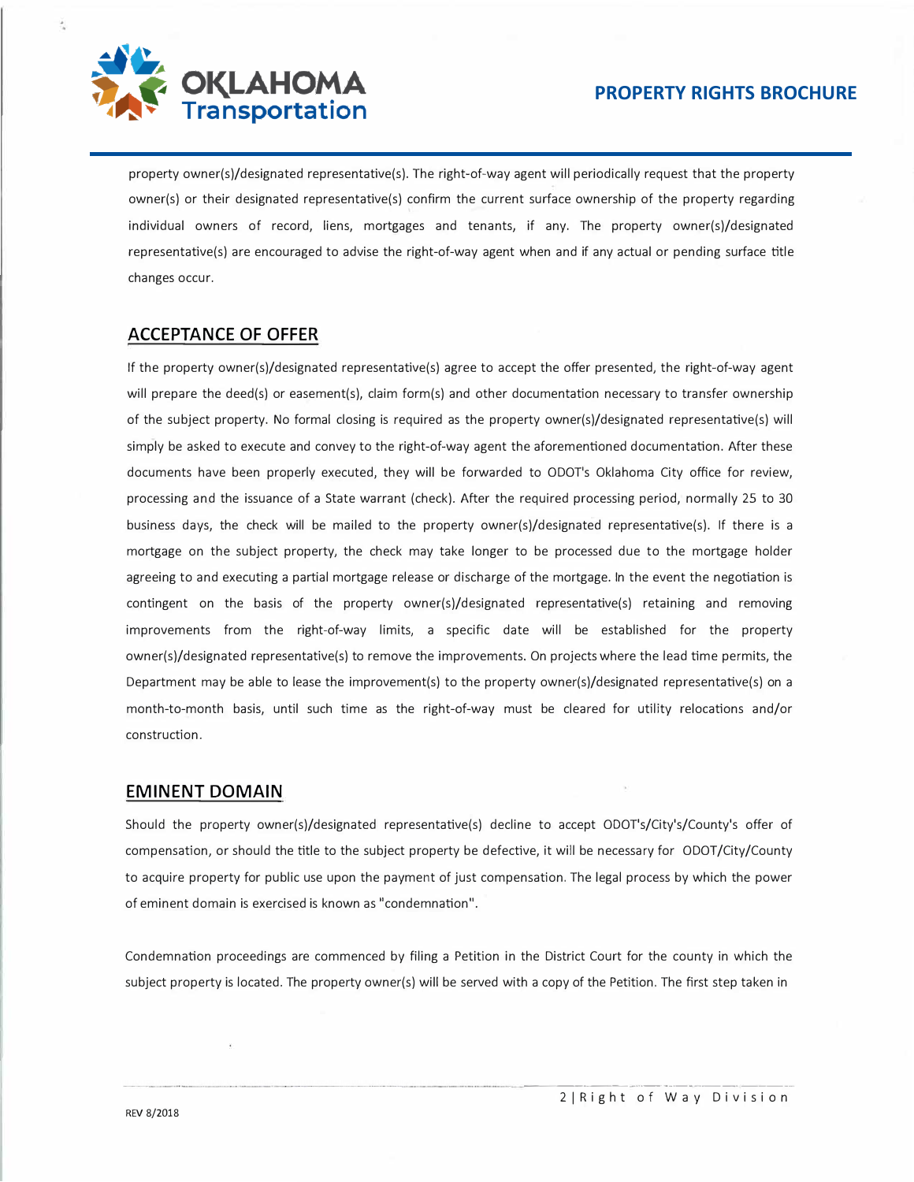property owner(s)/designated representative(s). The right-of-way agent will periodically request that the property owner(s) or their designated representative(s) confirm the current surface ownership of the property regarding individual owners of record, liens, mortgages and tenants, if any. The property owner(s)/designated representative(s) are encouraged to advise the right-of-way agent when and if any actual or pending surface title changes occur.

## ACCEPTANCE OF OFFER

If the property owner(s)/designated representative(s) agree to accept the offer presented, the right-of-way agent will prepare the deed(s) or easement(s), claim form(s) and other documentation necessary to transfer ownership of the subject property. No formal closing is required as the property owner(s)/designated representative(s) will simply be asked to execute and convey to the right-of-way agent the aforementioned documentation. After these documents have been properly executed, they will be forwarded to ODOT's Oklahoma City office for review, processing and the issuance of a State warrant (check). After the required processing period, normally 25 to 30 business days, the check will be mailed to the property owner(s)/designated representative(s). If there is a mortgage on the subject property, the check may take longer to be processed due to the mortgage holder agreeing to and executing a partial mortgage release or discharge of the mortgage. In the event the negotiation is contingent on the basis of the property owner(s)/designated representative(s) retaining and removing improvements from the right-of-way limits, a specific date will be established for the property owner(s)/designated representative(s) to remove the improvements. On projects where the lead time permits, the Department may be able to lease the improvement(s) to the property owner(s)/designated representative(s) on a month-to-month basis, until such time as the right-of-way must be cleared for utility relocations and/or construction.

## EMINENT DOMAIN

Should the property owner(s)/designated representative(s) decline to accept ODOT's/City's/County's offer of compensation, or should the title to the subject property be defective, it will be necessary for ODOT/City/County to acquire property for public use upon the payment of just compensation. The legal process by which the power of eminent domain is exercised is known as "condemnation".

Condemnation proceedings are commenced by filing a Petition in the District Court for the county in which the subject property is located. The property owner(s) will be served with a copy of the Petition. The first step taken in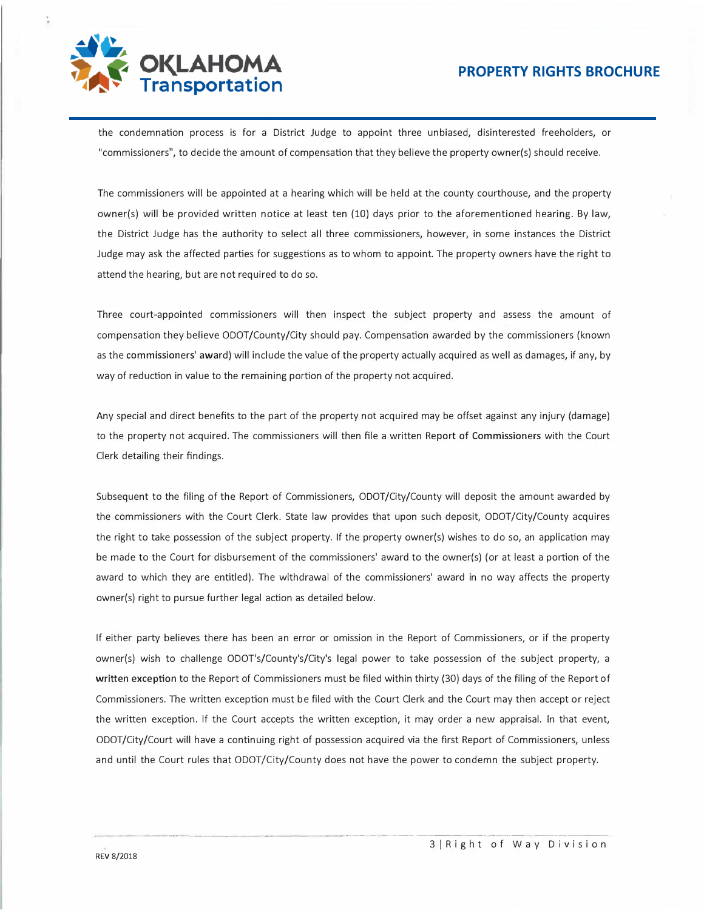the condemnation process is for a District Judge to appoint three unbiased, disinterested freeholders, or "commissioners", to decide the amount of compensation that they believe the property owner(s) should receive.

The commissioners will be appointed at a hearing which will be held at the county courthouse, and the property owner(s) will be provided written notice at least ten (10) days prior to the aforementioned hearing. By law, the District Judge has the authority to select all three commissioners, however, in some instances the District Judge may ask the affected parties for suggestions as to whom to appoint. The property owners have the right to attend the hearing, but are not required to do so.

Three court-appointed commissioners will then inspect the subject property and assess the amount of compensation they believe ODOT/County/City should pay. Compensation awarded by the commissioners (known as the **commissioners' award**) will include the value of the property actually acquired as well as damages, if any, by way of reduction in value to the remaining portion of the property not acquired.

Any special and direct benefits to the part of the property not acquired may be offset against any injury (damage) to the property not acquired. The commissioners will then file a written **Report of Commissioners** with the Court Clerk detailing their findings.

Subsequent to the filing of the Report of Commissioners, ODOT/City/County will deposit the amount awarded by the commissioners with the Court Clerk. State law provides that upon such deposit, ODOT/City/County acquires the right to take possession of the subject property. If the property owner(s) wishes to do so, an application may be made to the Court for disbursement of the commissioners' award to the owner(s) (or at least a portion of the award to which they are entitled). The withdrawal of the commissioners' award in no way affects the property owner(s) right to pursue further legal action as detailed below.

If either party believes there has been an error or omission in the Report of Commissioners, or if the property owner(s) wish to challenge ODOT's/County's/City's legal power to take possession of the subject property, a **written exception** to the Report of Commissioners must be filed within thirty (30) days of the filing of the Report of Commissioners. The written exception must be filed with the Court Clerk and the Court may then accept or reject the written exception. If the Court accepts the written exception, it may order a new appraisal. In that event, ODOT/City/Court will have a continuing right of possession acquired via the first Report of Commissioners, unless and until the Court rules that ODOT/City/County does not have the power to condemn the subject property.

REV 8/2018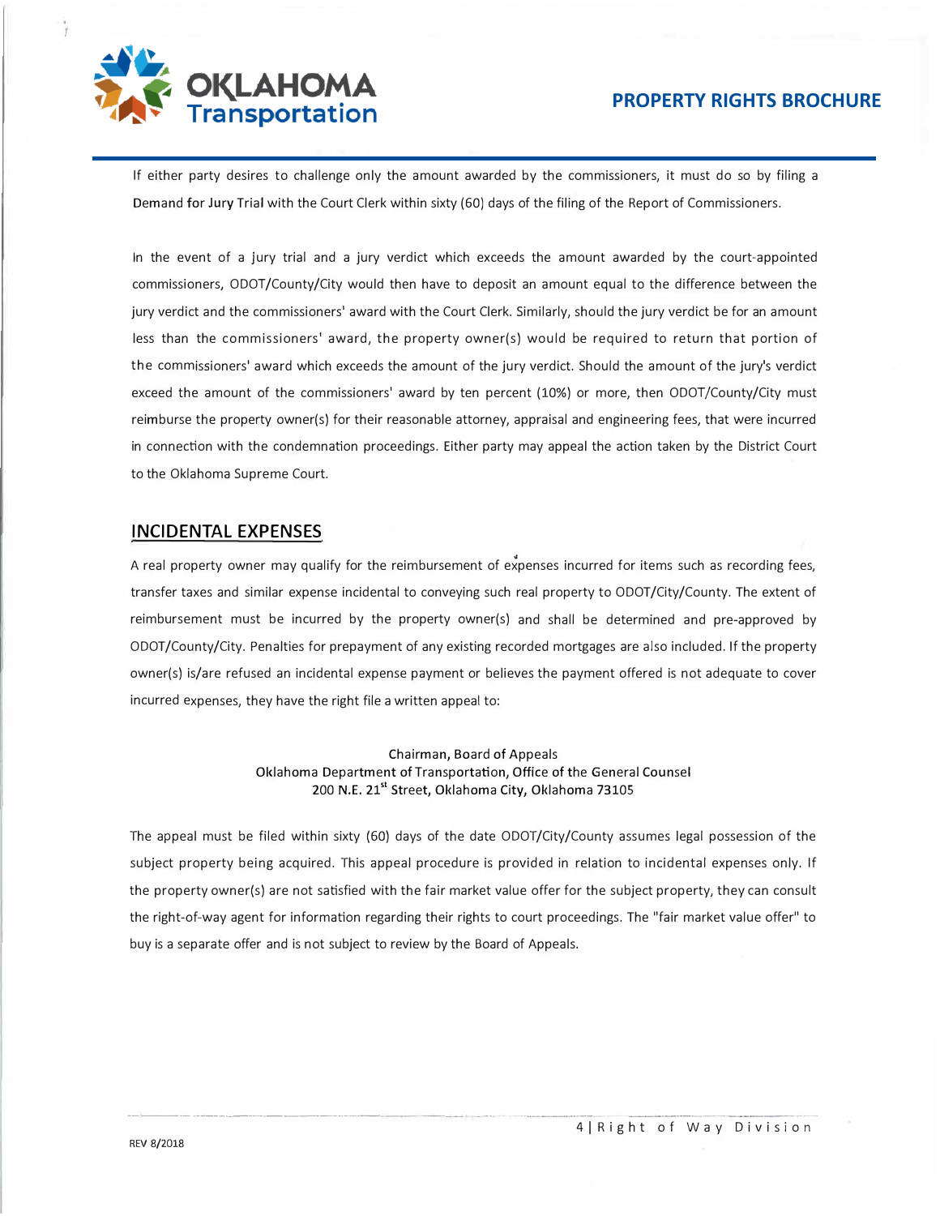If either party desires to challenge only the amount awarded by the commissioners, it must do so by filing a **Demand for Jury Trial** with the Court Clerk within sixty (60) days of the filing of the Report of Commissioners.

In the event of a jury trial and a jury verdict which exceeds the amount awarded by the court-appointed commissioners, ODOT/County/City would then have to deposit an amount equal to the difference between the jury verdict and the commissioners' award with the Court Clerk. Similarly, should the jury verdict be for an amount less than the commissioners' award, the property owner(s) would be required to return that portion of the commissioners' award which exceeds the amount of the jury verdict. Should the amount of the jury's verdict exceed the amount of the commissioners' award by ten percent (10%) or more, then ODOT/County/City must reimburse the property owner(s) for their reasonable attorney, appraisal and engineering fees, that were incurred in connection with the condemnation proceedings. Either party may appeal the action taken by the District Court to the Oklahoma Supreme Court.

## INCIDENTAL EXPENSES

A real property owner may qualify for the reimbursement of expenses incurred for items such as recording fees, transfer taxes and similar expense incidental to conveying such real property to ODOT/City/County. The extent of reimbursement must be incurred by the property owner(s) and shall be determined and pre-approved by ODOT/County/City. Penalties for prepayment of any existing recorded mortgages are also included. If the property owner(s) is/are refused an incidental expense payment or believes the payment offered is not adequate to cover incurred expenses, they have the right file a written appeal to:

Chairman, Board of Appeals
Oklahoma Department of Transportation, Office of the General Counsel
200 N.E. 21st Street, Oklahoma City, Oklahoma 73105

The appeal must be filed within sixty (60) days of the date ODOT/City/County assumes legal possession of the subject property being acquired. This appeal procedure is provided in relation to incidental expenses only. If the property owner(s) are not satisfied with the fair market value offer for the subject property, they can consult the right-of-way agent for information regarding their rights to court proceedings. The "fair market value offer" to buy is a separate offer and is not subject to review by the Board of Appeals.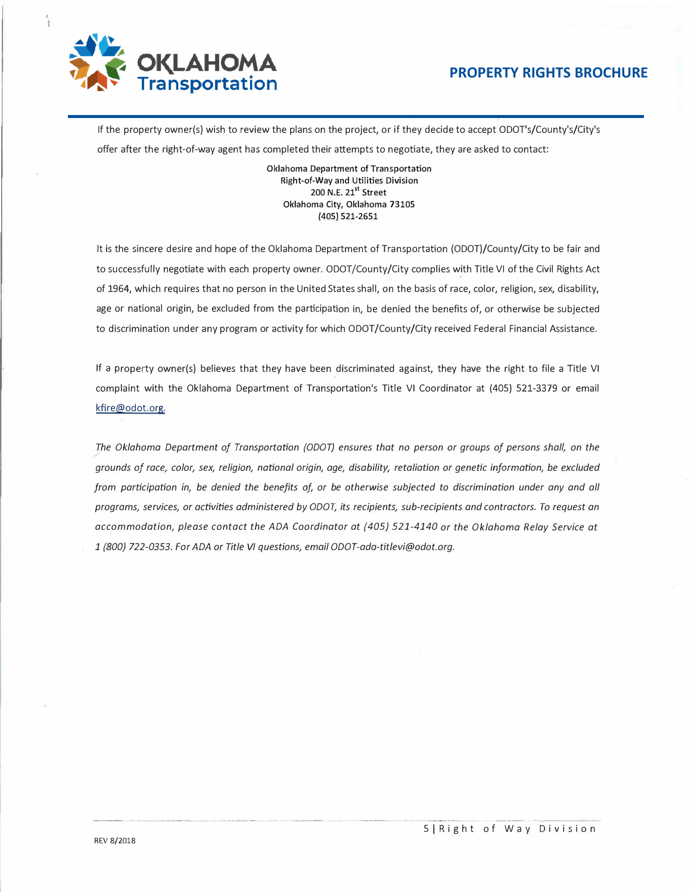If the property owner(s) wish to review the plans on the project, or if they decide to accept ODOT's/County's/City's offer after the right-of-way agent has completed their attempts to negotiate, they are asked to contact:

Oklahoma Department of Transportation
Right-of-Way and Utilities Division
200 N.E. 21st Street
Oklahoma City, Oklahoma 73105
(405) 521-2651

It is the sincere desire and hope of the Oklahoma Department of Transportation (ODOT)/County/City to be fair and to successfully negotiate with each property owner. ODOT/County/City complies with Title VI of the Civil Rights Act of 1964, which requires that no person in the United States shall, on the basis of race, color, religion, sex, disability, age or national origin, be excluded from the participation in, be denied the benefits of, or otherwise be subjected to discrimination under any program or activity for which ODOT/County/City received Federal Financial Assistance.

If a property owner(s) believes that they have been discriminated against, they have the right to file a Title VI complaint with the Oklahoma Department of Transportation's Title VI Coordinator at (405) 521-3379 or email kfire@odot.org.

*The Oklahoma Department of Transportation (ODOT) ensures that no person or groups of persons shall, on the grounds of race, color, sex, religion, national origin, age, disability, retaliation or genetic information, be excluded from participation in, be denied the benefits of, or be otherwise subjected to discrimination under any and all programs, services, or activities administered by ODOT, its recipients, sub-recipients and contractors. To request an accommodation, please contact the ADA Coordinator at (405) 521-4140 or the Oklahoma Relay Service at 1 (800) 722-0353. For ADA or Title VI questions, email ODOT-ada-titlevi@odot.org.*

REV 8/2018